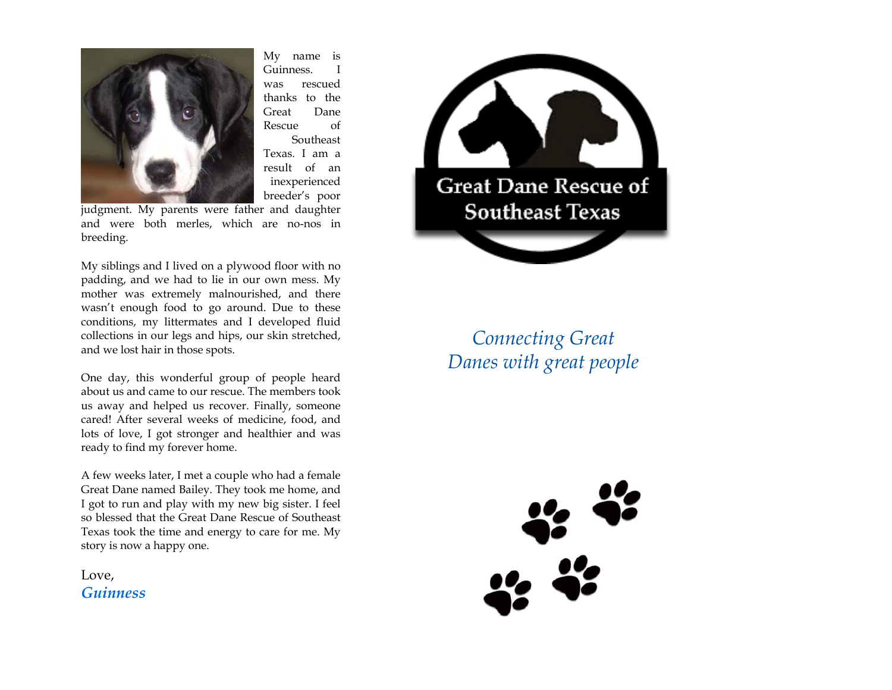My name is Guinness. I was rescued thanks to the Great Dane Rescue of Southeast Texas. I am a result of an inexperienced breeder's poor judgment. My parents were father and daughter and were both merles, which are no-nos in breeding.

My siblings and I lived on a plywood floor with no padding, and we had to lie in our own mess. My mother was extremely malnourished, and there wasn't enough food to go around. Due to these conditions, my littermates and I developed fluid collections in our legs and hips, our skin stretched, and we lost hair in those spots.

One day, this wonderful group of people heard about us and came to our rescue. The members took us away and helped us recover. Finally, someone cared! After several weeks of medicine, food, and lots of love, I got stronger and healthier and was ready to find my forever home.

A few weeks later, I met a couple who had a female Great Dane named Bailey. They took me home, and I got to run and play with my new big sister. I feel so blessed that the Great Dane Rescue of Southeast Texas took the time and energy to care for me. My story is now a happy one.

Love,
*Guinness*

**Great Dane Rescue of Southeast Texas**

*Connecting Great Danes with great people*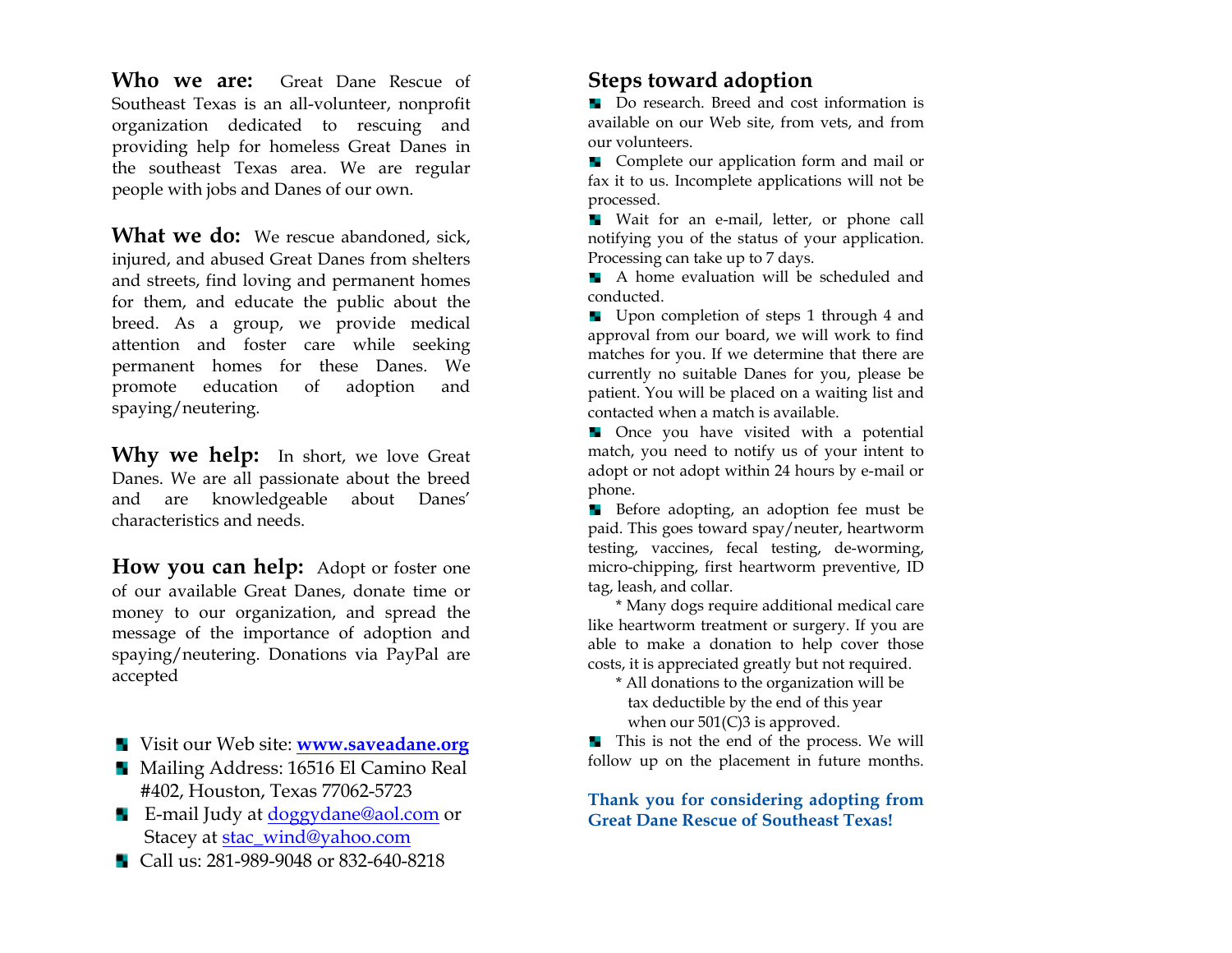**Who we are:** Great Dane Rescue of Southeast Texas is an all-volunteer, nonprofit organization dedicated to rescuing and providing help for homeless Great Danes in the southeast Texas area. We are regular people with jobs and Danes of our own.

**What we do:** We rescue abandoned, sick, injured, and abused Great Danes from shelters and streets, find loving and permanent homes for them, and educate the public about the breed. As a group, we provide medical attention and foster care while seeking permanent homes for these Danes. We promote education of adoption and spaying/neutering.

**Why we help:** In short, we love Great Danes. We are all passionate about the breed and are knowledgeable about Danes' characteristics and needs.

**How you can help:** Adopt or foster one of our available Great Danes, donate time or money to our organization, and spread the message of the importance of adoption and spaying/neutering. Donations via PayPal are accepted

- Visit our Web site: **www.saveadane.org**
- Mailing Address: 16516 El Camino Real #402, Houston, Texas 77062-5723
- E-mail Judy at doggydane@aol.com or Stacey at stac_wind@yahoo.com
- Call us: 281-989-9048 or 832-640-8218

## Steps toward adoption

- Do research. Breed and cost information is available on our Web site, from vets, and from our volunteers.
- Complete our application form and mail or fax it to us. Incomplete applications will not be processed.
- Wait for an e-mail, letter, or phone call notifying you of the status of your application. Processing can take up to 7 days.
- A home evaluation will be scheduled and conducted.
- Upon completion of steps 1 through 4 and approval from our board, we will work to find matches for you. If we determine that there are currently no suitable Danes for you, please be patient. You will be placed on a waiting list and contacted when a match is available.
- Once you have visited with a potential match, you need to notify us of your intent to adopt or not adopt within 24 hours by e-mail or phone.
- Before adopting, an adoption fee must be paid. This goes toward spay/neuter, heartworm testing, vaccines, fecal testing, de-worming, micro-chipping, first heartworm preventive, ID tag, leash, and collar.

  * Many dogs require additional medical care like heartworm treatment or surgery. If you are able to make a donation to help cover those costs, it is appreciated greatly but not required.

  * All donations to the organization will be tax deductible by the end of this year when our 501(C)3 is approved.
- This is not the end of the process. We will follow up on the placement in future months.

**Thank you for considering adopting from Great Dane Rescue of Southeast Texas!**